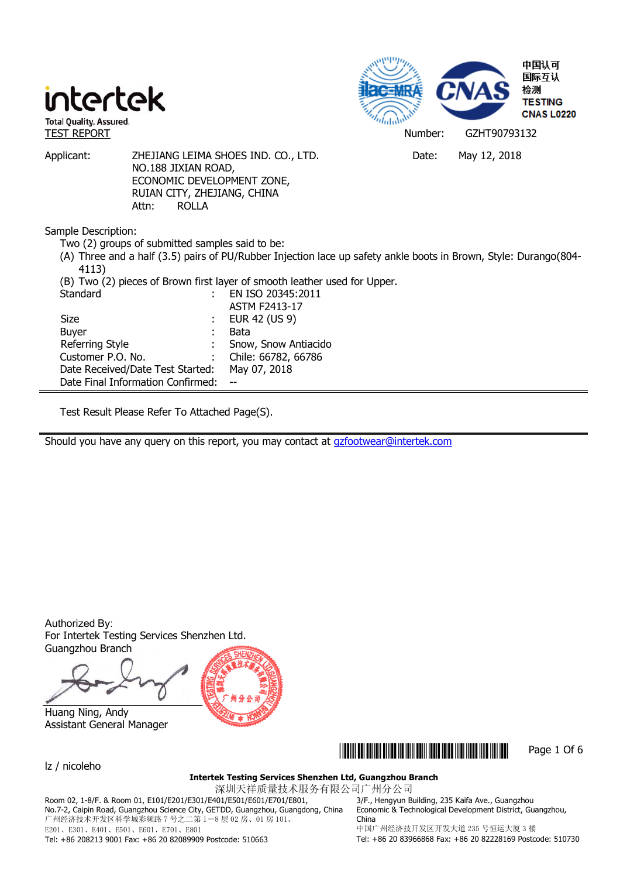intertek

Total Quality. Assured.

中国认可
国际互认
检测
TESTING
CNAS L0220

TEST REPORT

Number: GZHT90793132

Applicant: ZHEJIANG LEIMA SHOES IND. CO., LTD.
NO.188 JIXIAN ROAD,
ECONOMIC DEVELOPMENT ZONE,
RUIAN CITY, ZHEJIANG, CHINA
Attn: ROLLA

Date: May 12, 2018

Sample Description:

Two (2) groups of submitted samples said to be:

(A) Three and a half (3.5) pairs of PU/Rubber Injection lace up safety ankle boots in Brown, Style: Durango(804-4113)

(B) Two (2) pieces of Brown first layer of smooth leather used for Upper.

| | | |
|---|---|---|
| Standard | : | EN ISO 20345:2011 |
| | | ASTM F2413-17 |
| Size | : | EUR 42 (US 9) |
| Buyer | : | Bata |
| Referring Style | : | Snow, Snow Antiacido |
| Customer P.O. No. | : | Chile: 66782, 66786 |
| Date Received/Date Test Started: | | May 07, 2018 |
| Date Final Information Confirmed: | | -- |

Test Result Please Refer To Attached Page(S).

Should you have any query on this report, you may contact at gzfootwear@intertek.com

Authorized By:
For Intertek Testing Services Shenzhen Ltd.
Guangzhou Branch

Huang Ning, Andy
Assistant General Manager

lz / nicoleho

**Intertek Testing Services Shenzhen Ltd, Guangzhou Branch**
深圳天祥质量技术服务有限公司广州分公司

Room 02, 1-8/F. & Room 01, E101/E201/E301/E401/E501/E601/E701/E801, No.7-2, Caipin Road, Guangzhou Science City, GETDD, Guangzhou, Guangdong, China
广州经济技术开发区科学城彩频路 7 号之二第 1—8 层 02 房、01 房 101、E201、E301、E401、E501、E601、E701、E801
Tel: +86 208213 9001 Fax: +86 20 82089909 Postcode: 510663

3/F., Hengyun Building, 235 Kaifa Ave., Guangzhou Economic & Technological Development District, Guangzhou, China
中国广州经济技开发区开发大道 235 号恒运大厦 3 楼
Tel: +86 20 83966868 Fax: +86 20 82228169 Postcode: 510730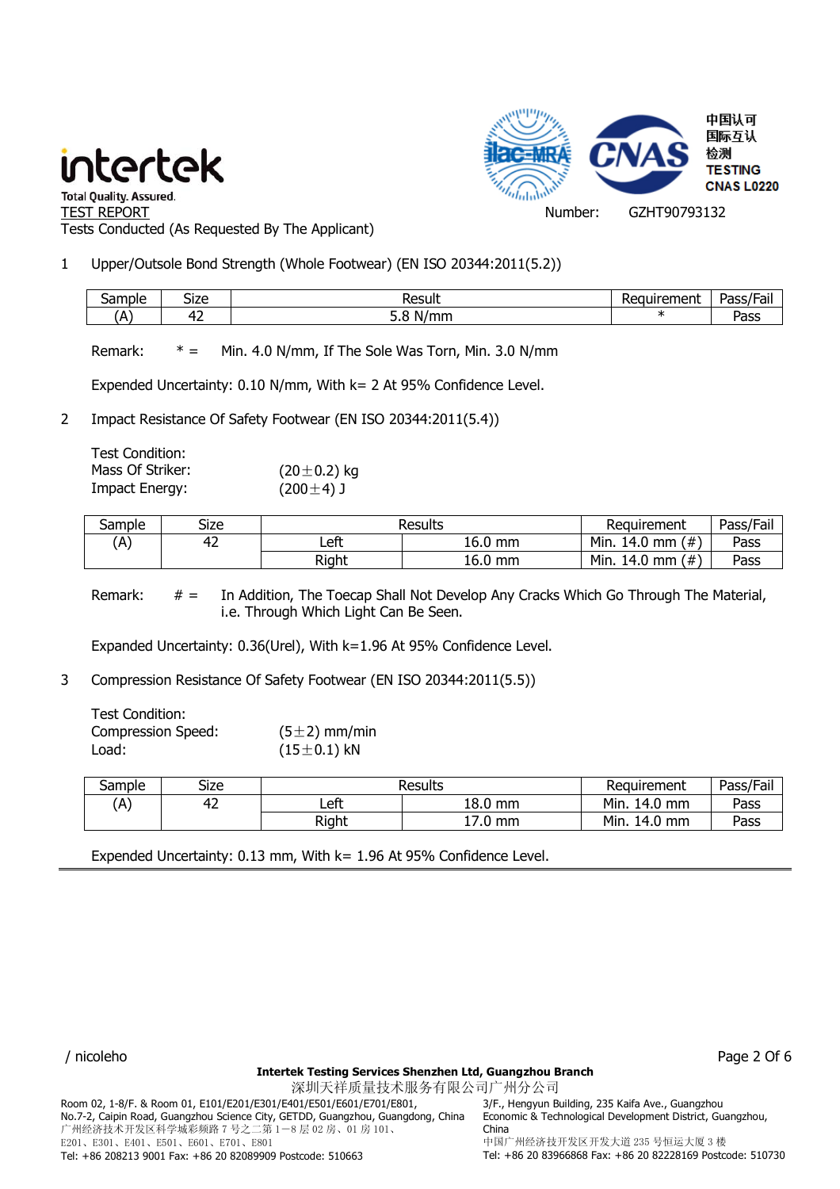TEST REPORT

Number: GZHT90793132

Tests Conducted (As Requested By The Applicant)

1 Upper/Outsole Bond Strength (Whole Footwear) (EN ISO 20344:2011(5.2))

| Sample | Size | Result | Requirement | Pass/Fail |
|---|---|---|---|---|
| (A) | 42 | 5.8 N/mm | * | Pass |

Remark: * = Min. 4.0 N/mm, If The Sole Was Torn, Min. 3.0 N/mm

Expended Uncertainty: 0.10 N/mm, With k= 2 At 95% Confidence Level.

2 Impact Resistance Of Safety Footwear (EN ISO 20344:2011(5.4))

Test Condition:
Mass Of Striker: (20±0.2) kg
Impact Energy: (200±4) J

| Sample | Size | Results | | Requirement | Pass/Fail |
|---|---|---|---|---|---|
| (A) | 42 | Left | 16.0 mm | Min. 14.0 mm (#) | Pass |
| | | Right | 16.0 mm | Min. 14.0 mm (#) | Pass |

Remark: # = In Addition, The Toecap Shall Not Develop Any Cracks Which Go Through The Material, i.e. Through Which Light Can Be Seen.

Expanded Uncertainty: 0.36(Urel), With k=1.96 At 95% Confidence Level.

3 Compression Resistance Of Safety Footwear (EN ISO 20344:2011(5.5))

Test Condition:
Compression Speed: (5±2) mm/min
Load: (15±0.1) kN

| Sample | Size | Results | | Requirement | Pass/Fail |
|---|---|---|---|---|---|
| (A) | 42 | Left | 18.0 mm | Min. 14.0 mm | Pass |
| | | Right | 17.0 mm | Min. 14.0 mm | Pass |

Expended Uncertainty: 0.13 mm, With k= 1.96 At 95% Confidence Level.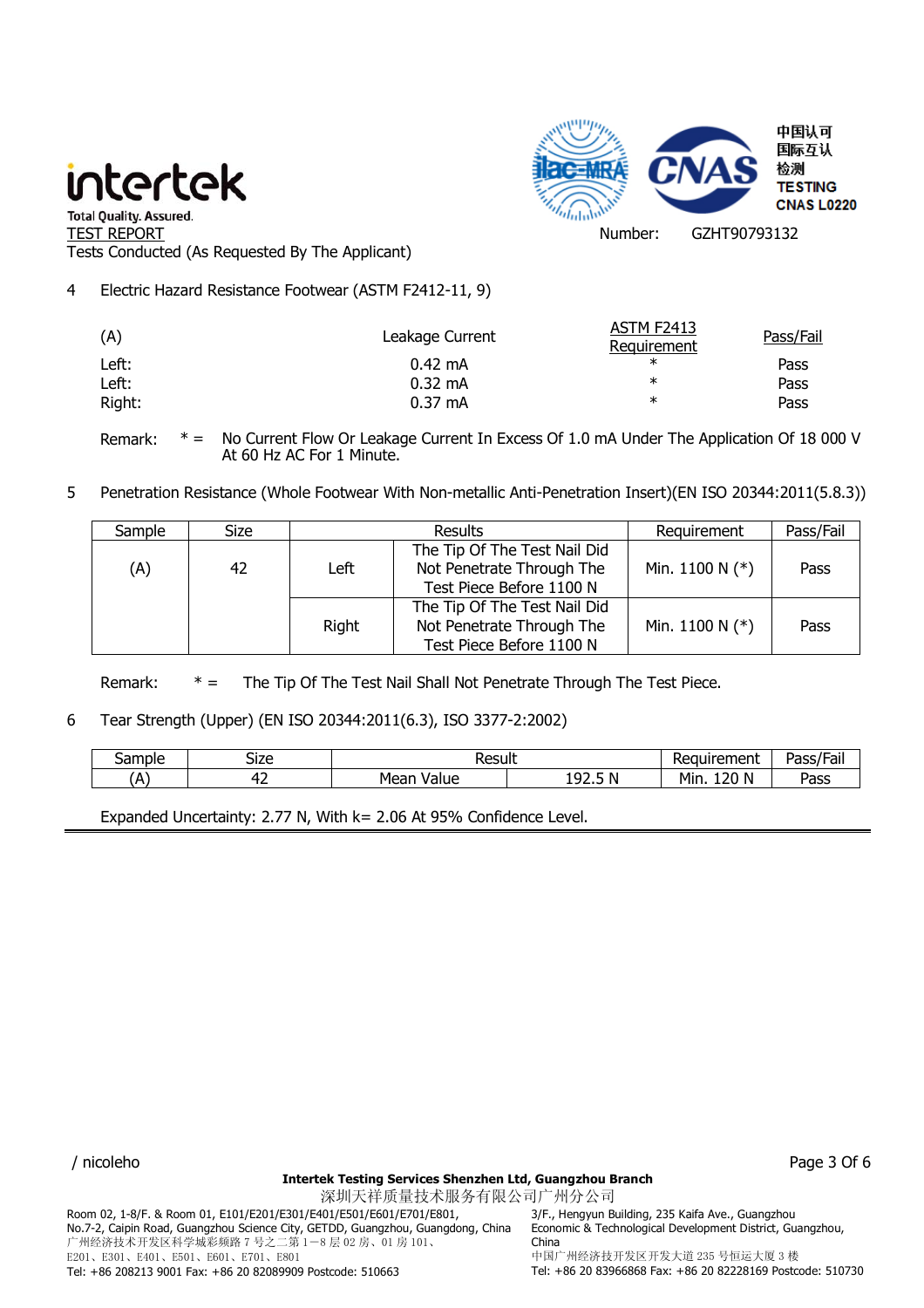TEST REPORT

Tests Conducted (As Requested By The Applicant)

Number: GZHT90793132

4 Electric Hazard Resistance Footwear (ASTM F2412-11, 9)

| (A) | Leakage Current | ASTM F2413 Requirement | Pass/Fail |
|---|---|---|---|
| Left: | 0.42 mA | * | Pass |
| Left: | 0.32 mA | * | Pass |
| Right: | 0.37 mA | * | Pass |

Remark: * = No Current Flow Or Leakage Current In Excess Of 1.0 mA Under The Application Of 18 000 V At 60 Hz AC For 1 Minute.

5 Penetration Resistance (Whole Footwear With Non-metallic Anti-Penetration Insert)(EN ISO 20344:2011(5.8.3))

| Sample | Size | Results | | Requirement | Pass/Fail |
|---|---|---|---|---|---|
| (A) | 42 | Left | The Tip Of The Test Nail Did Not Penetrate Through The Test Piece Before 1100 N | Min. 1100 N (*) | Pass |
| | | Right | The Tip Of The Test Nail Did Not Penetrate Through The Test Piece Before 1100 N | Min. 1100 N (*) | Pass |

Remark: * = The Tip Of The Test Nail Shall Not Penetrate Through The Test Piece.

6 Tear Strength (Upper) (EN ISO 20344:2011(6.3), ISO 3377-2:2002)

| Sample | Size | Result | | Requirement | Pass/Fail |
|---|---|---|---|---|---|
| (A) | 42 | Mean Value | 192.5 N | Min. 120 N | Pass |

Expanded Uncertainty: 2.77 N, With k= 2.06 At 95% Confidence Level.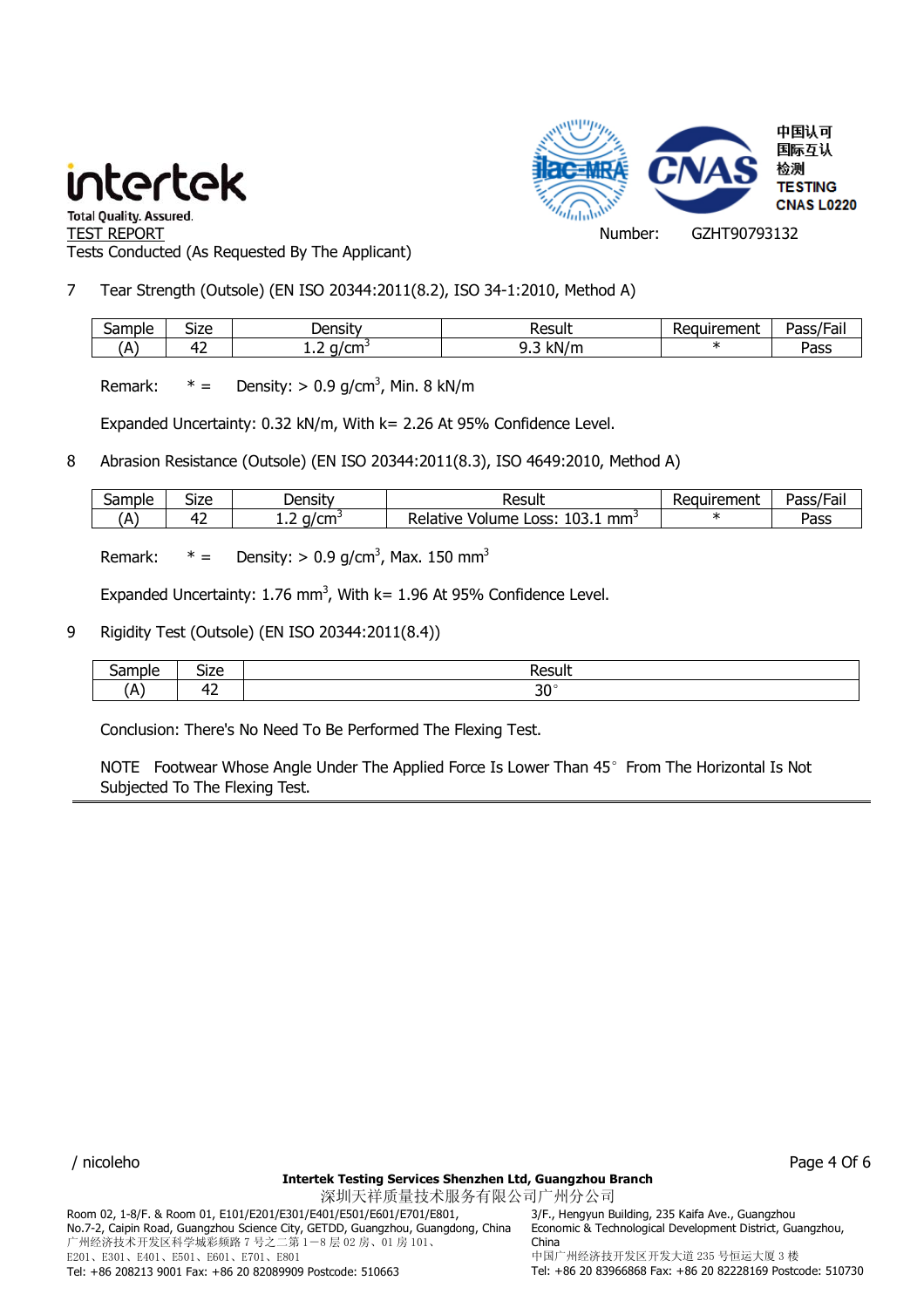TEST REPORT

Number: GZHT90793132

Tests Conducted (As Requested By The Applicant)

7 Tear Strength (Outsole) (EN ISO 20344:2011(8.2), ISO 34-1:2010, Method A)

| Sample | Size | Density | Result | Requirement | Pass/Fail |
|---|---|---|---|---|---|
| (A) | 42 | 1.2 g/cm$^3$ | 9.3 kN/m | * | Pass |

Remark: * = Density: > 0.9 g/cm$^3$, Min. 8 kN/m

Expanded Uncertainty: 0.32 kN/m, With k= 2.26 At 95% Confidence Level.

8 Abrasion Resistance (Outsole) (EN ISO 20344:2011(8.3), ISO 4649:2010, Method A)

| Sample | Size | Density | Result | Requirement | Pass/Fail |
|---|---|---|---|---|---|
| (A) | 42 | 1.2 g/cm$^3$ | Relative Volume Loss: 103.1 mm$^3$ | * | Pass |

Remark: * = Density: > 0.9 g/cm$^3$, Max. 150 mm$^3$

Expanded Uncertainty: 1.76 mm$^3$, With k= 1.96 At 95% Confidence Level.

9 Rigidity Test (Outsole) (EN ISO 20344:2011(8.4))

| Sample | Size | Result |
|---|---|---|
| (A) | 42 | 30° |

Conclusion: There's No Need To Be Performed The Flexing Test.

NOTE Footwear Whose Angle Under The Applied Force Is Lower Than 45° From The Horizontal Is Not Subjected To The Flexing Test.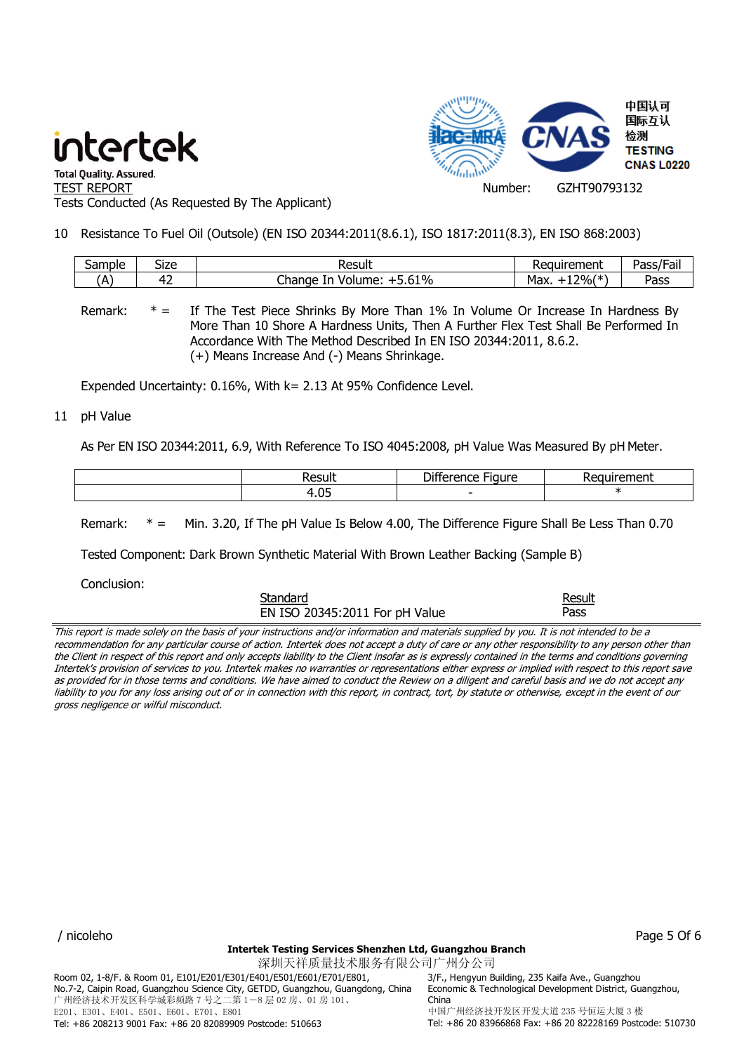TEST REPORT

Tests Conducted (As Requested By The Applicant)

Number: GZHT90793132

10 Resistance To Fuel Oil (Outsole) (EN ISO 20344:2011(8.6.1), ISO 1817:2011(8.3), EN ISO 868:2003)

| Sample | Size | Result | Requirement | Pass/Fail |
|---|---|---|---|---|
| (A) | 42 | Change In Volume: +5.61% | Max. +12%(*) | Pass |

Remark: * = If The Test Piece Shrinks By More Than 1% In Volume Or Increase In Hardness By More Than 10 Shore A Hardness Units, Then A Further Flex Test Shall Be Performed In Accordance With The Method Described In EN ISO 20344:2011, 8.6.2.
(+) Means Increase And (-) Means Shrinkage.

Expended Uncertainty: 0.16%, With k= 2.13 At 95% Confidence Level.

11 pH Value

As Per EN ISO 20344:2011, 6.9, With Reference To ISO 4045:2008, pH Value Was Measured By pH Meter.

| | Result | Difference Figure | Requirement |
|---|---|---|---|
| | 4.05 | - | * |

Remark: * = Min. 3.20, If The pH Value Is Below 4.00, The Difference Figure Shall Be Less Than 0.70

Tested Component: Dark Brown Synthetic Material With Brown Leather Backing (Sample B)

Conclusion:

| Standard | Result |
|---|---|
| EN ISO 20345:2011 For pH Value | Pass |

*This report is made solely on the basis of your instructions and/or information and materials supplied by you. It is not intended to be a recommendation for any particular course of action. Intertek does not accept a duty of care or any other responsibility to any person other than the Client in respect of this report and only accepts liability to the Client insofar as is expressly contained in the terms and conditions governing Intertek's provision of services to you. Intertek makes no warranties or representations either express or implied with respect to this report save as provided for in those terms and conditions. We have aimed to conduct the Review on a diligent and careful basis and we do not accept any liability to you for any loss arising out of or in connection with this report, in contract, tort, by statute or otherwise, except in the event of our gross negligence or wilful misconduct.*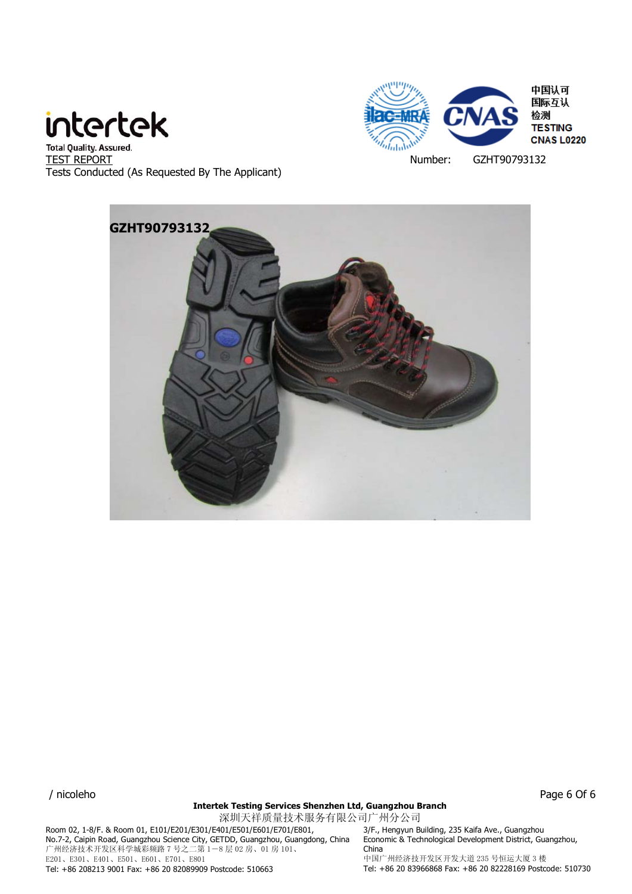GZHT90793132